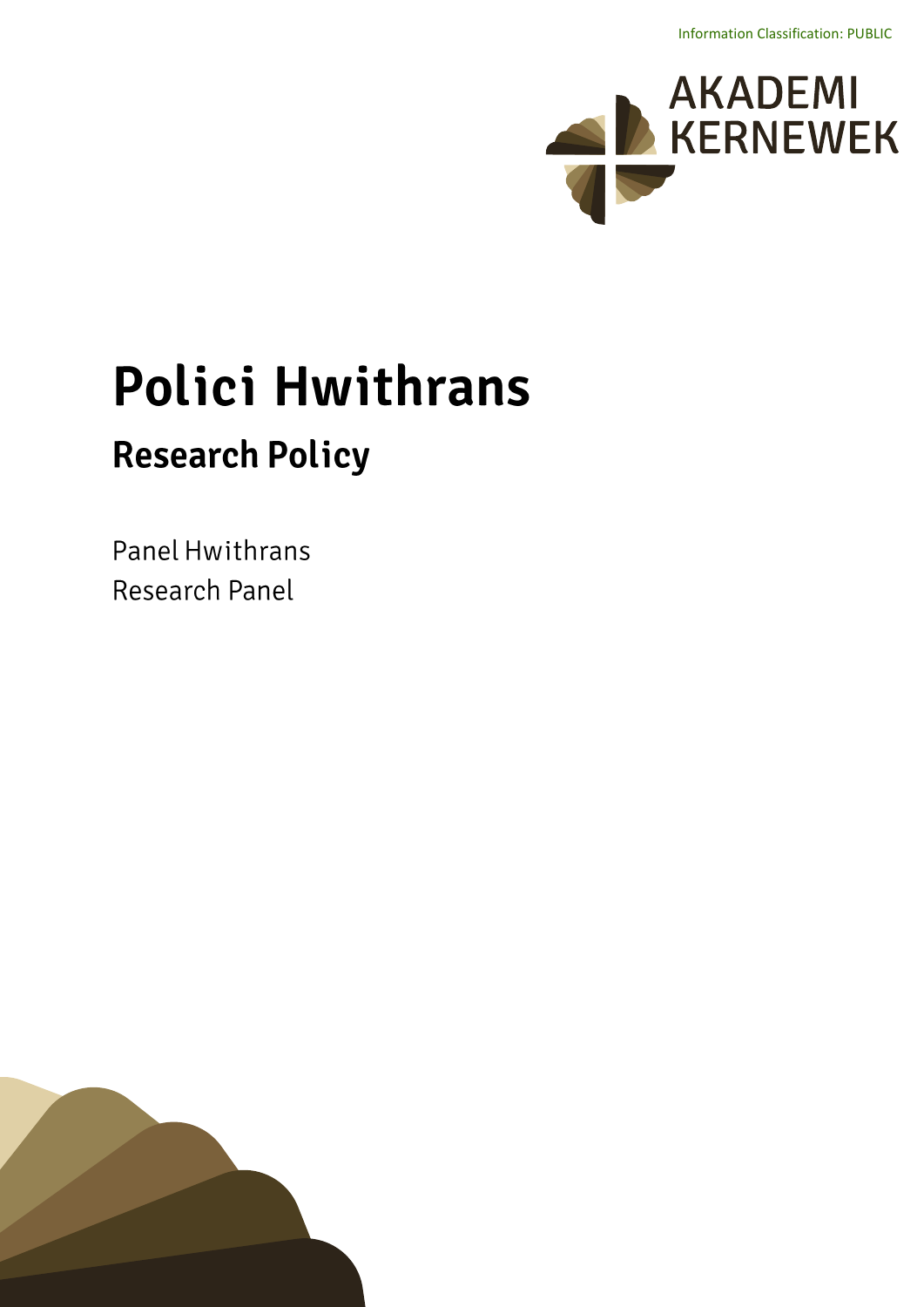Information Classification: PUBLIC

AKADEMI KERNEWEK

# Polici Hwithrans

## Research Policy

Panel Hwithrans
Research Panel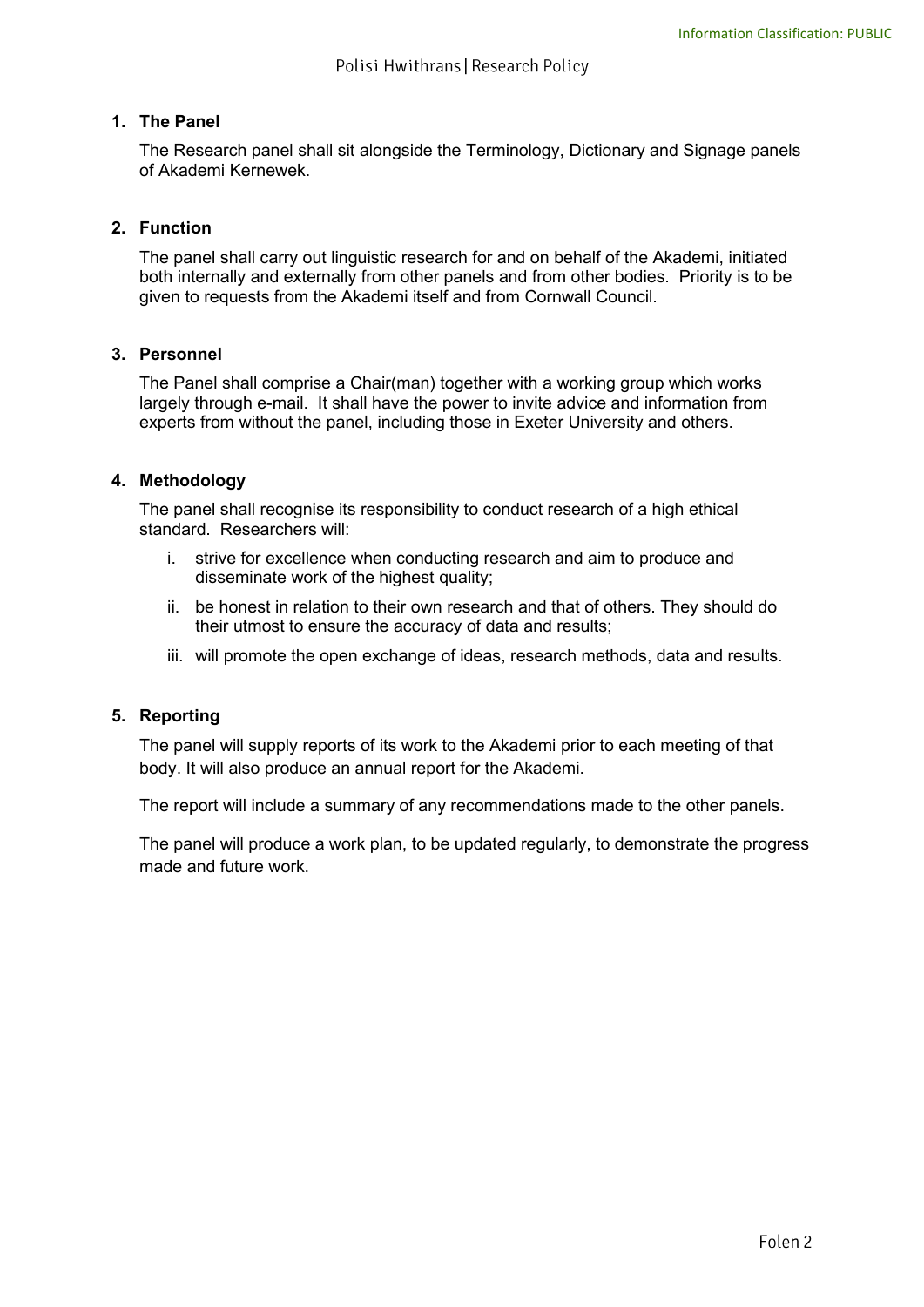## 1. The Panel

The Research panel shall sit alongside the Terminology, Dictionary and Signage panels of Akademi Kernewek.

## 2. Function

The panel shall carry out linguistic research for and on behalf of the Akademi, initiated both internally and externally from other panels and from other bodies. Priority is to be given to requests from the Akademi itself and from Cornwall Council.

## 3. Personnel

The Panel shall comprise a Chair(man) together with a working group which works largely through e-mail. It shall have the power to invite advice and information from experts from without the panel, including those in Exeter University and others.

## 4. Methodology

The panel shall recognise its responsibility to conduct research of a high ethical standard. Researchers will:

i. strive for excellence when conducting research and aim to produce and disseminate work of the highest quality;

ii. be honest in relation to their own research and that of others. They should do their utmost to ensure the accuracy of data and results;

iii. will promote the open exchange of ideas, research methods, data and results.

## 5. Reporting

The panel will supply reports of its work to the Akademi prior to each meeting of that body. It will also produce an annual report for the Akademi.

The report will include a summary of any recommendations made to the other panels.

The panel will produce a work plan, to be updated regularly, to demonstrate the progress made and future work.